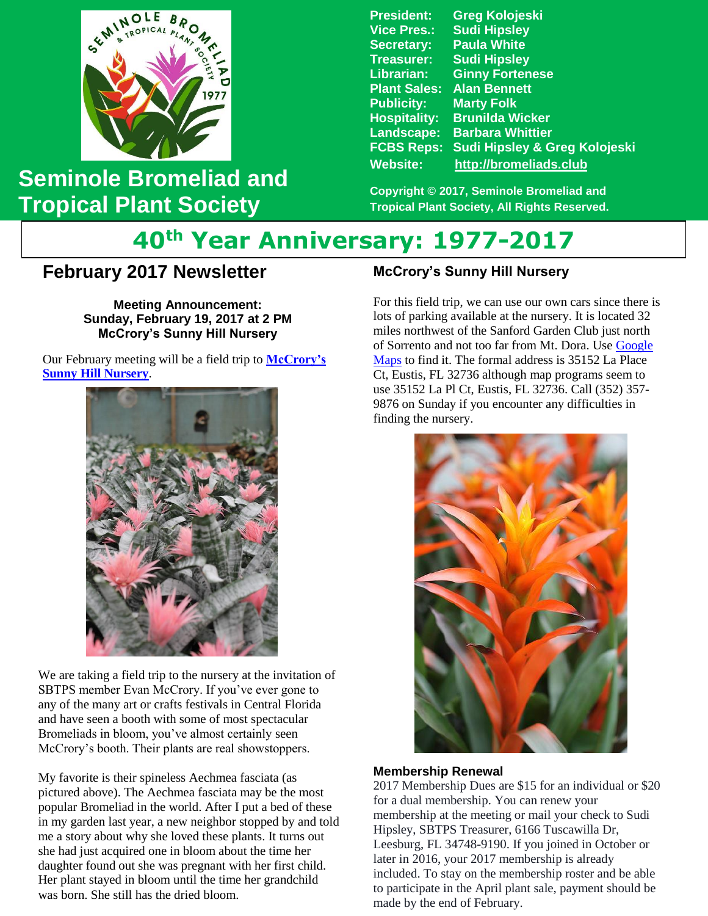# Seminole Bromeliad and Tropical Plant Society

**President:** Greg Kolojeski
**Vice Pres.:** Sudi Hipsley
**Secretary:** Paula White
**Treasurer:** Sudi Hipsley
**Librarian:** Ginny Fortenese
**Plant Sales:** Alan Bennett
**Publicity:** Marty Folk
**Hospitality:** Brunilda Wicker
**Landscape:** Barbara Whittier
**FCBS Reps:** Sudi Hipsley & Greg Kolojeski
**Website:** http://bromeliads.club

**Copyright © 2017, Seminole Bromeliad and Tropical Plant Society, All Rights Reserved.**

## 40th Year Anniversary: 1977-2017

## February 2017 Newsletter

**Meeting Announcement:**
**Sunday, February 19, 2017 at 2 PM**
**McCrory's Sunny Hill Nursery**

Our February meeting will be a field trip to **McCrory's Sunny Hill Nursery**.

We are taking a field trip to the nursery at the invitation of SBTPS member Evan McCrory. If you've ever gone to any of the many art or crafts festivals in Central Florida and have seen a booth with some of most spectacular Bromeliads in bloom, you've almost certainly seen McCrory's booth. Their plants are real showstoppers.

My favorite is their spineless Aechmea fasciata (as pictured above). The Aechmea fasciata may be the most popular Bromeliad in the world. After I put a bed of these in my garden last year, a new neighbor stopped by and told me a story about why she loved these plants. It turns out she had just acquired one in bloom about the time her daughter found out she was pregnant with her first child. Her plant stayed in bloom until the time her grandchild was born. She still has the dried bloom.

### McCrory's Sunny Hill Nursery

For this field trip, we can use our own cars since there is lots of parking available at the nursery. It is located 32 miles northwest of the Sanford Garden Club just north of Sorrento and not too far from Mt. Dora. Use Google Maps to find it. The formal address is 35152 La Place Ct, Eustis, FL 32736 although map programs seem to use 35152 La Pl Ct, Eustis, FL 32736. Call (352) 357-9876 on Sunday if you encounter any difficulties in finding the nursery.

### Membership Renewal

2017 Membership Dues are $15 for an individual or $20 for a dual membership. You can renew your membership at the meeting or mail your check to Sudi Hipsley, SBTPS Treasurer, 6166 Tuscawilla Dr, Leesburg, FL 34748-9190. If you joined in October or later in 2016, your 2017 membership is already included. To stay on the membership roster and be able to participate in the April plant sale, payment should be made by the end of February.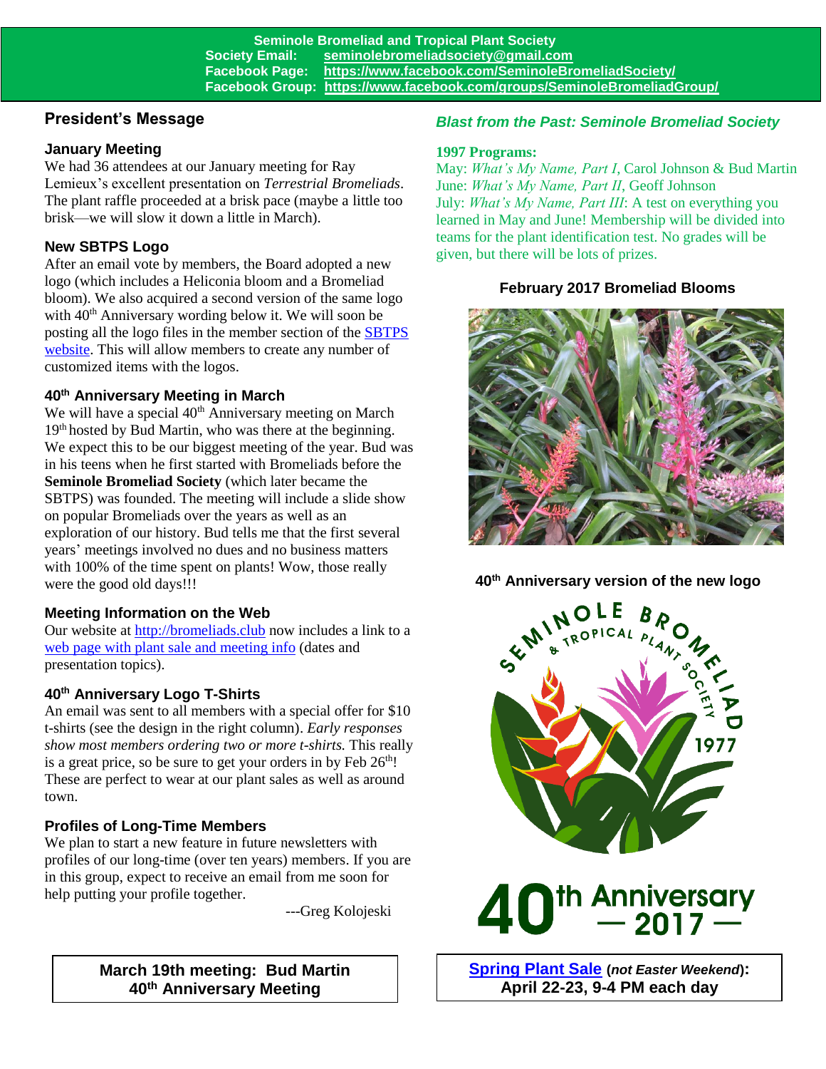**Seminole Bromeliad and Tropical Plant Society**
**Society Email:** seminolebromeliadsociety@gmail.com
**Facebook Page:** https://www.facebook.com/SeminoleBromeliadSociety/
**Facebook Group:** https://www.facebook.com/groups/SeminoleBromeliadGroup/

## President's Message

### January Meeting

We had 36 attendees at our January meeting for Ray Lemieux's excellent presentation on *Terrestrial Bromeliads*. The plant raffle proceeded at a brisk pace (maybe a little too brisk—we will slow it down a little in March).

### New SBTPS Logo

After an email vote by members, the Board adopted a new logo (which includes a Heliconia bloom and a Bromeliad bloom). We also acquired a second version of the same logo with 40th Anniversary wording below it. We will soon be posting all the logo files in the member section of the SBTPS website. This will allow members to create any number of customized items with the logos.

### 40th Anniversary Meeting in March

We will have a special 40th Anniversary meeting on March 19th hosted by Bud Martin, who was there at the beginning. We expect this to be our biggest meeting of the year. Bud was in his teens when he first started with Bromeliads before the **Seminole Bromeliad Society** (which later became the SBTPS) was founded. The meeting will include a slide show on popular Bromeliads over the years as well as an exploration of our history. Bud tells me that the first several years' meetings involved no dues and no business matters with 100% of the time spent on plants! Wow, those really were the good old days!!!

### Meeting Information on the Web

Our website at http://bromeliads.club now includes a link to a web page with plant sale and meeting info (dates and presentation topics).

### 40th Anniversary Logo T-Shirts

An email was sent to all members with a special offer for $10 t-shirts (see the design in the right column). *Early responses show most members ordering two or more t-shirts.* This really is a great price, so be sure to get your orders in by Feb 26th! These are perfect to wear at our plant sales as well as around town.

### Profiles of Long-Time Members

We plan to start a new feature in future newsletters with profiles of our long-time (over ten years) members. If you are in this group, expect to receive an email from me soon for help putting your profile together.

---Greg Kolojeski

**March 19th meeting: Bud Martin**
**40th Anniversary Meeting**

## *Blast from the Past: Seminole Bromeliad Society*

**1997 Programs:**

May: *What's My Name, Part I*, Carol Johnson & Bud Martin
June: *What's My Name, Part II*, Geoff Johnson
July: *What's My Name, Part III*: A test on everything you learned in May and June! Membership will be divided into teams for the plant identification test. No grades will be given, but there will be lots of prizes.

**February 2017 Bromeliad Blooms**

**40th Anniversary version of the new logo**

**Spring Plant Sale** (***not Easter Weekend***)**:**
**April 22-23, 9-4 PM each day**